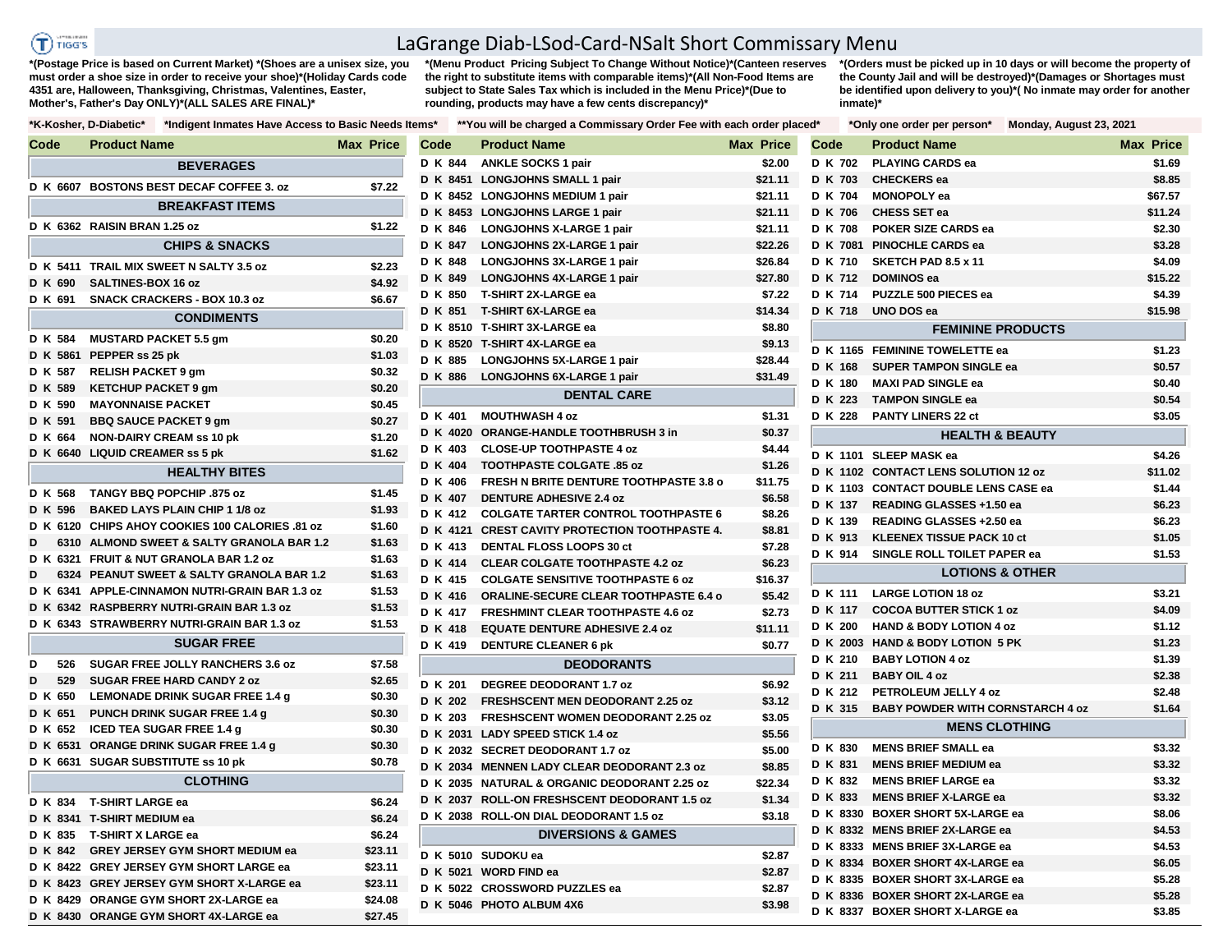# LaGrange Diab-LSod-Card-NSalt Short Commissary Menu

*(Postage Price is based on Current Market) *(Shoes are a unisex size, you must order a shoe size in order to receive your shoe)*(Holiday Cards code 4351 are, Halloween, Thanksgiving, Christmas, Valentines, Easter, Mother's, Father's Day ONLY)*(ALL SALES ARE FINAL)*

*(Menu Product Pricing Subject To Change Without Notice)*(Canteen reserves the right to substitute items with comparable items)*(All Non-Food Items are subject to State Sales Tax which is included in the Menu Price)*(Due to rounding, products may have a few cents discrepancy)*

*(Orders must be picked up in 10 days or will become the property of the County Jail and will be destroyed)*(Damages or Shortages must be identified upon delivery to you)*( No inmate may order for another inmate)*

*K-Kosher, D-Diabetic* *Indigent Inmates Have Access to Basic Needs Items* **You will be charged a Commissary Order Fee with each order placed* *Only one order per person* Monday, August 23, 2021

| Code | Product Name | Max | Price |
|---|---|---|---|
| | **BEVERAGES** | | |
| D K 6607 | BOSTONS BEST DECAF COFFEE 3. oz | | $7.22 |
| | **BREAKFAST ITEMS** | | |
| D K 6362 | RAISIN BRAN 1.25 oz | | $1.22 |
| | **CHIPS & SNACKS** | | |
| D K 5411 | TRAIL MIX SWEET N SALTY 3.5 oz | | $2.23 |
| D K 690 | SALTINES-BOX 16 oz | | $4.92 |
| D K 691 | SNACK CRACKERS - BOX 10.3 oz | | $6.67 |
| | **CONDIMENTS** | | |
| D K 584 | MUSTARD PACKET 5.5 gm | | $0.20 |
| D K 5861 | PEPPER ss 25 pk | | $1.03 |
| D K 587 | RELISH PACKET 9 gm | | $0.32 |
| D K 589 | KETCHUP PACKET 9 gm | | $0.20 |
| D K 590 | MAYONNAISE PACKET | | $0.45 |
| D K 591 | BBQ SAUCE PACKET 9 gm | | $0.27 |
| D K 664 | NON-DAIRY CREAM ss 10 pk | | $1.20 |
| D K 6640 | LIQUID CREAMER ss 5 pk | | $1.62 |
| | **HEALTHY BITES** | | |
| D K 568 | TANGY BBQ POPCHIP .875 oz | | $1.45 |
| D K 596 | BAKED LAYS PLAIN CHIP 1 1/8 oz | | $1.93 |
| D K 6120 | CHIPS AHOY COOKIES 100 CALORIES .81 oz | | $1.60 |
| D 6310 | ALMOND SWEET & SALTY GRANOLA BAR 1.2 | | $1.63 |
| D K 6321 | FRUIT & NUT GRANOLA BAR 1.2 oz | | $1.63 |
| D 6324 | PEANUT SWEET & SALTY GRANOLA BAR 1.2 | | $1.63 |
| D K 6341 | APPLE-CINNAMON NUTRI-GRAIN BAR 1.3 oz | | $1.53 |
| D K 6342 | RASPBERRY NUTRI-GRAIN BAR 1.3 oz | | $1.53 |
| D K 6343 | STRAWBERRY NUTRI-GRAIN BAR 1.3 oz | | $1.53 |
| | **SUGAR FREE** | | |
| D 526 | SUGAR FREE JOLLY RANCHERS 3.6 oz | | $7.58 |
| D 529 | SUGAR FREE HARD CANDY 2 oz | | $2.65 |
| D K 650 | LEMONADE DRINK SUGAR FREE 1.4 g | | $0.30 |
| D K 651 | PUNCH DRINK SUGAR FREE 1.4 g | | $0.30 |
| D K 652 | ICED TEA SUGAR FREE 1.4 g | | $0.30 |
| D K 6531 | ORANGE DRINK SUGAR FREE 1.4 g | | $0.30 |
| D K 6631 | SUGAR SUBSTITUTE ss 10 pk | | $0.78 |
| | **CLOTHING** | | |
| D K 834 | T-SHIRT LARGE ea | | $6.24 |
| D K 8341 | T-SHIRT MEDIUM ea | | $6.24 |
| D K 835 | T-SHIRT X LARGE ea | | $6.24 |
| D K 842 | GREY JERSEY GYM SHORT MEDIUM ea | | $23.11 |
| D K 8422 | GREY JERSEY GYM SHORT LARGE ea | | $23.11 |
| D K 8423 | GREY JERSEY GYM SHORT X-LARGE ea | | $23.11 |
| D K 8429 | ORANGE GYM SHORT 2X-LARGE ea | | $24.08 |
| D K 8430 | ORANGE GYM SHORT 4X-LARGE ea | | $27.45 |
| D K 844 | ANKLE SOCKS 1 pair | | $2.00 |
| D K 8451 | LONGJOHNS SMALL 1 pair | | $21.11 |
| D K 8452 | LONGJOHNS MEDIUM 1 pair | | $21.11 |
| D K 8453 | LONGJOHNS LARGE 1 pair | | $21.11 |
| D K 846 | LONGJOHNS X-LARGE 1 pair | | $21.11 |
| D K 847 | LONGJOHNS 2X-LARGE 1 pair | | $22.26 |
| D K 848 | LONGJOHNS 3X-LARGE 1 pair | | $26.84 |
| D K 849 | LONGJOHNS 4X-LARGE 1 pair | | $27.80 |
| D K 850 | T-SHIRT 2X-LARGE ea | | $7.22 |
| D K 851 | T-SHIRT 6X-LARGE ea | | $14.34 |
| D K 8510 | T-SHIRT 3X-LARGE ea | | $8.80 |
| D K 8520 | T-SHIRT 4X-LARGE ea | | $9.13 |
| D K 885 | LONGJOHNS 5X-LARGE 1 pair | | $28.44 |
| D K 886 | LONGJOHNS 6X-LARGE 1 pair | | $31.49 |
| | **DENTAL CARE** | | |
| D K 401 | MOUTHWASH 4 oz | | $1.31 |
| D K 4020 | ORANGE-HANDLE TOOTHBRUSH 3 in | | $0.37 |
| D K 403 | CLOSE-UP TOOTHPASTE 4 oz | | $4.44 |
| D K 404 | TOOTHPASTE COLGATE .85 oz | | $1.26 |
| D K 406 | FRESH N BRITE DENTURE TOOTHPASTE 3.8 o | | $11.75 |
| D K 407 | DENTURE ADHESIVE 2.4 oz | | $6.58 |
| D K 412 | COLGATE TARTER CONTROL TOOTHPASTE 6 | | $8.26 |
| D K 4121 | CREST CAVITY PROTECTION TOOTHPASTE 4. | | $8.81 |
| D K 413 | DENTAL FLOSS LOOPS 30 ct | | $7.28 |
| D K 414 | CLEAR COLGATE TOOTHPASTE 4.2 oz | | $6.23 |
| D K 415 | COLGATE SENSITIVE TOOTHPASTE 6 oz | | $16.37 |
| D K 416 | ORALINE-SECURE CLEAR TOOTHPASTE 6.4 o | | $5.42 |
| D K 417 | FRESHMINT CLEAR TOOTHPASTE 4.6 oz | | $2.73 |
| D K 418 | EQUATE DENTURE ADHESIVE 2.4 oz | | $11.11 |
| D K 419 | DENTURE CLEANER 6 pk | | $0.77 |
| | **DEODORANTS** | | |
| D K 201 | DEGREE DEODORANT 1.7 oz | | $6.92 |
| D K 202 | FRESHSCENT MEN DEODORANT 2.25 oz | | $3.12 |
| D K 203 | FRESHSCENT WOMEN DEODORANT 2.25 oz | | $3.05 |
| D K 2031 | LADY SPEED STICK 1.4 oz | | $5.56 |
| D K 2032 | SECRET DEODORANT 1.7 oz | | $5.00 |
| D K 2034 | MENNEN LADY CLEAR DEODORANT 2.3 oz | | $8.85 |
| D K 2035 | NATURAL & ORGANIC DEODORANT 2.25 oz | | $22.34 |
| D K 2037 | ROLL-ON FRESHSCENT DEODORANT 1.5 oz | | $1.34 |
| D K 2038 | ROLL-ON DIAL DEODORANT 1.5 oz | | $3.18 |
| | **DIVERSIONS & GAMES** | | |
| D K 5010 | SUDOKU ea | | $2.87 |
| D K 5021 | WORD FIND ea | | $2.87 |
| D K 5022 | CROSSWORD PUZZLES ea | | $2.87 |
| D K 5046 | PHOTO ALBUM 4X6 | | $3.98 |
| D K 702 | PLAYING CARDS ea | | $1.69 |
| D K 703 | CHECKERS ea | | $8.85 |
| D K 704 | MONOPOLY ea | | $67.57 |
| D K 706 | CHESS SET ea | | $11.24 |
| D K 708 | POKER SIZE CARDS ea | | $2.30 |
| D K 7081 | PINOCHLE CARDS ea | | $3.28 |
| D K 710 | SKETCH PAD 8.5 x 11 | | $4.09 |
| D K 712 | DOMINOS ea | | $15.22 |
| D K 714 | PUZZLE 500 PIECES ea | | $4.39 |
| D K 718 | UNO DOS ea | | $15.98 |
| | **FEMININE PRODUCTS** | | |
| D K 1165 | FEMININE TOWELETTE ea | | $1.23 |
| D K 168 | SUPER TAMPON SINGLE ea | | $0.57 |
| D K 180 | MAXI PAD SINGLE ea | | $0.40 |
| D K 223 | TAMPON SINGLE ea | | $0.54 |
| D K 228 | PANTY LINERS 22 ct | | $3.05 |
| | **HEALTH & BEAUTY** | | |
| D K 1101 | SLEEP MASK ea | | $4.26 |
| D K 1102 | CONTACT LENS SOLUTION 12 oz | | $11.02 |
| D K 1103 | CONTACT DOUBLE LENS CASE ea | | $1.44 |
| D K 137 | READING GLASSES +1.50 ea | | $6.23 |
| D K 139 | READING GLASSES +2.50 ea | | $6.23 |
| D K 913 | KLEENEX TISSUE PACK 10 ct | | $1.05 |
| D K 914 | SINGLE ROLL TOILET PAPER ea | | $1.53 |
| | **LOTIONS & OTHER** | | |
| D K 111 | LARGE LOTION 18 oz | | $3.21 |
| D K 117 | COCOA BUTTER STICK 1 oz | | $4.09 |
| D K 200 | HAND & BODY LOTION 4 oz | | $1.12 |
| D K 2003 | HAND & BODY LOTION 5 PK | | $1.23 |
| D K 210 | BABY LOTION 4 oz | | $1.39 |
| D K 211 | BABY OIL 4 oz | | $2.38 |
| D K 212 | PETROLEUM JELLY 4 oz | | $2.48 |
| D K 315 | BABY POWDER WITH CORNSTARCH 4 oz | | $1.64 |
| | **MENS CLOTHING** | | |
| D K 830 | MENS BRIEF SMALL ea | | $3.32 |
| D K 831 | MENS BRIEF MEDIUM ea | | $3.32 |
| D K 832 | MENS BRIEF LARGE ea | | $3.32 |
| D K 833 | MENS BRIEF X-LARGE ea | | $3.32 |
| D K 8330 | BOXER SHORT 5X-LARGE ea | | $8.06 |
| D K 8332 | MENS BRIEF 2X-LARGE ea | | $4.53 |
| D K 8333 | MENS BRIEF 3X-LARGE ea | | $4.53 |
| D K 8334 | BOXER SHORT 4X-LARGE ea | | $6.05 |
| D K 8335 | BOXER SHORT 3X-LARGE ea | | $5.28 |
| D K 8336 | BOXER SHORT 2X-LARGE ea | | $5.28 |
| D K 8337 | BOXER SHORT X-LARGE ea | | $3.85 |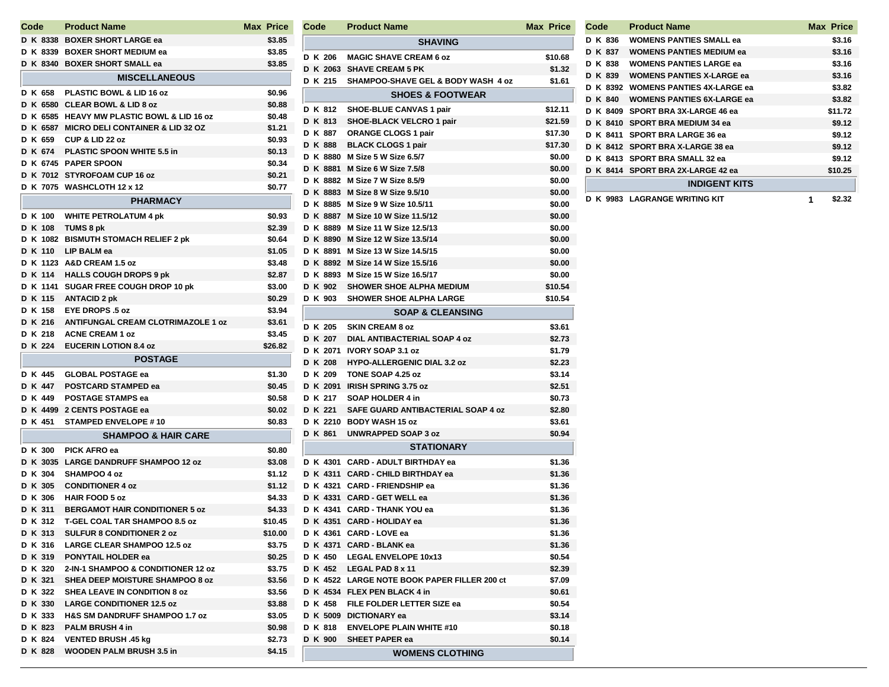| Code | Product Name | Max Price |
|---|---|---|
| D K 8338 | BOXER SHORT LARGE ea | $3.85 |
| D K 8339 | BOXER SHORT MEDIUM ea | $3.85 |
| D K 8340 | BOXER SHORT SMALL ea | $3.85 |
| | **MISCELLANEOUS** | |
| D K 658 | PLASTIC BOWL & LID 16 oz | $0.96 |
| D K 6580 | CLEAR BOWL & LID 8 oz | $0.88 |
| D K 6585 | HEAVY MW PLASTIC BOWL & LID 16 oz | $0.48 |
| D K 6587 | MICRO DELI CONTAINER & LID 32 OZ | $1.21 |
| D K 659 | CUP & LID 22 oz | $0.93 |
| D K 674 | PLASTIC SPOON WHITE 5.5 in | $0.13 |
| D K 6745 | PAPER SPOON | $0.34 |
| D K 7012 | STYROFOAM CUP 16 oz | $0.21 |
| D K 7075 | WASHCLOTH 12 x 12 | $0.77 |
| | **PHARMACY** | |
| D K 100 | WHITE PETROLATUM 4 pk | $0.93 |
| D K 108 | TUMS 8 pk | $2.39 |
| D K 1082 | BISMUTH STOMACH RELIEF 2 pk | $0.64 |
| D K 110 | LIP BALM ea | $1.05 |
| D K 1123 | A&D CREAM 1.5 oz | $3.48 |
| D K 114 | HALLS COUGH DROPS 9 pk | $2.87 |
| D K 1141 | SUGAR FREE COUGH DROP 10 pk | $3.00 |
| D K 115 | ANTACID 2 pk | $0.29 |
| D K 158 | EYE DROPS .5 oz | $3.94 |
| D K 216 | ANTIFUNGAL CREAM CLOTRIMAZOLE 1 oz | $3.61 |
| D K 218 | ACNE CREAM 1 oz | $3.45 |
| D K 224 | EUCERIN LOTION 8.4 oz | $26.82 |
| | **POSTAGE** | |
| D K 445 | GLOBAL POSTAGE ea | $1.30 |
| D K 447 | POSTCARD STAMPED ea | $0.45 |
| D K 449 | POSTAGE STAMPS ea | $0.58 |
| D K 4499 | 2 CENTS POSTAGE ea | $0.02 |
| D K 451 | STAMPED ENVELOPE # 10 | $0.83 |
| | **SHAMPOO & HAIR CARE** | |
| D K 300 | PICK AFRO ea | $0.80 |
| D K 3035 | LARGE DANDRUFF SHAMPOO 12 oz | $3.08 |
| D K 304 | SHAMPOO 4 oz | $1.12 |
| D K 305 | CONDITIONER 4 oz | $1.12 |
| D K 306 | HAIR FOOD 5 oz | $4.33 |
| D K 311 | BERGAMOT HAIR CONDITIONER 5 oz | $4.33 |
| D K 312 | T-GEL COAL TAR SHAMPOO 8.5 oz | $10.45 |
| D K 313 | SULFUR 8 CONDITIONER 2 oz | $10.00 |
| D K 316 | LARGE CLEAR SHAMPOO 12.5 oz | $3.75 |
| D K 319 | PONYTAIL HOLDER ea | $0.25 |
| D K 320 | 2-IN-1 SHAMPOO & CONDITIONER 12 oz | $3.75 |
| D K 321 | SHEA DEEP MOISTURE SHAMPOO 8 oz | $3.56 |
| D K 322 | SHEA LEAVE IN CONDITION 8 oz | $3.56 |
| D K 330 | LARGE CONDITIONER 12.5 oz | $3.88 |
| D K 333 | H&S SM DANDRUFF SHAMPOO 1.7 oz | $3.05 |
| D K 823 | PALM BRUSH 4 in | $0.98 |
| D K 824 | VENTED BRUSH .45 kg | $2.73 |
| D K 828 | WOODEN PALM BRUSH 3.5 in | $4.15 |
| | **SHAVING** | |
| D K 206 | MAGIC SHAVE CREAM 6 oz | $10.68 |
| D K 2063 | SHAVE CREAM 5 PK | $1.32 |
| D K 215 | SHAMPOO-SHAVE GEL & BODY WASH 4 oz | $1.61 |
| | **SHOES & FOOTWEAR** | |
| D K 812 | SHOE-BLUE CANVAS 1 pair | $12.11 |
| D K 813 | SHOE-BLACK VELCRO 1 pair | $21.59 |
| D K 887 | ORANGE CLOGS 1 pair | $17.30 |
| D K 888 | BLACK CLOGS 1 pair | $17.30 |
| D K 8880 | M Size 5 W Size 6.5/7 | $0.00 |
| D K 8881 | M Size 6 W Size 7.5/8 | $0.00 |
| D K 8882 | M Size 7 W Size 8.5/9 | $0.00 |
| D K 8883 | M Size 8 W Size 9.5/10 | $0.00 |
| D K 8885 | M Size 9 W Size 10.5/11 | $0.00 |
| D K 8887 | M Size 10 W Size 11.5/12 | $0.00 |
| D K 8889 | M Size 11 W Size 12.5/13 | $0.00 |
| D K 8890 | M Size 12 W Size 13.5/14 | $0.00 |
| D K 8891 | M Size 13 W Size 14.5/15 | $0.00 |
| D K 8892 | M Size 14 W Size 15.5/16 | $0.00 |
| D K 8893 | M Size 15 W Size 16.5/17 | $0.00 |
| D K 902 | SHOWER SHOE ALPHA MEDIUM | $10.54 |
| D K 903 | SHOWER SHOE ALPHA LARGE | $10.54 |
| | **SOAP & CLEANSING** | |
| D K 205 | SKIN CREAM 8 oz | $3.61 |
| D K 207 | DIAL ANTIBACTERIAL SOAP 4 oz | $2.73 |
| D K 2071 | IVORY SOAP 3.1 oz | $1.79 |
| D K 208 | HYPO-ALLERGENIC DIAL 3.2 oz | $2.23 |
| D K 209 | TONE SOAP 4.25 oz | $3.14 |
| D K 2091 | IRISH SPRING 3.75 oz | $2.51 |
| D K 217 | SOAP HOLDER 4 in | $0.73 |
| D K 221 | SAFE GUARD ANTIBACTERIAL SOAP 4 oz | $2.80 |
| D K 2210 | BODY WASH 15 oz | $3.61 |
| D K 861 | UNWRAPPED SOAP 3 oz | $0.94 |
| | **STATIONARY** | |
| D K 4301 | CARD - ADULT BIRTHDAY ea | $1.36 |
| D K 4311 | CARD - CHILD BIRTHDAY ea | $1.36 |
| D K 4321 | CARD - FRIENDSHIP ea | $1.36 |
| D K 4331 | CARD - GET WELL ea | $1.36 |
| D K 4341 | CARD - THANK YOU ea | $1.36 |
| D K 4351 | CARD - HOLIDAY ea | $1.36 |
| D K 4361 | CARD - LOVE ea | $1.36 |
| D K 4371 | CARD - BLANK ea | $1.36 |
| D K 450 | LEGAL ENVELOPE 10x13 | $0.54 |
| D K 452 | LEGAL PAD 8 x 11 | $2.39 |
| D K 4522 | LARGE NOTE BOOK PAPER FILLER 200 ct | $7.09 |
| D K 4534 | FLEX PEN BLACK 4 in | $0.61 |
| D K 458 | FILE FOLDER LETTER SIZE ea | $0.54 |
| D K 5009 | DICTIONARY ea | $3.14 |
| D K 818 | ENVELOPE PLAIN WHITE #10 | $0.18 |
| D K 900 | SHEET PAPER ea | $0.14 |
| | **WOMENS CLOTHING** | |
| D K 836 | WOMENS PANTIES SMALL ea | $3.16 |
| D K 837 | WOMENS PANTIES MEDIUM ea | $3.16 |
| D K 838 | WOMENS PANTIES LARGE ea | $3.16 |
| D K 839 | WOMENS PANTIES X-LARGE ea | $3.16 |
| D K 8392 | WOMENS PANTIES 4X-LARGE ea | $3.82 |
| D K 840 | WOMENS PANTIES 6X-LARGE ea | $3.82 |
| D K 8409 | SPORT BRA 3X-LARGE 46 ea | $11.72 |
| D K 8410 | SPORT BRA MEDIUM 34 ea | $9.12 |
| D K 8411 | SPORT BRA LARGE 36 ea | $9.12 |
| D K 8412 | SPORT BRA X-LARGE 38 ea | $9.12 |
| D K 8413 | SPORT BRA SMALL 32 ea | $9.12 |
| D K 8414 | SPORT BRA 2X-LARGE 42 ea | $10.25 |
| | **INDIGENT KITS** | |
| D K 9983 | LAGRANGE WRITING KIT 1 | $2.32 |